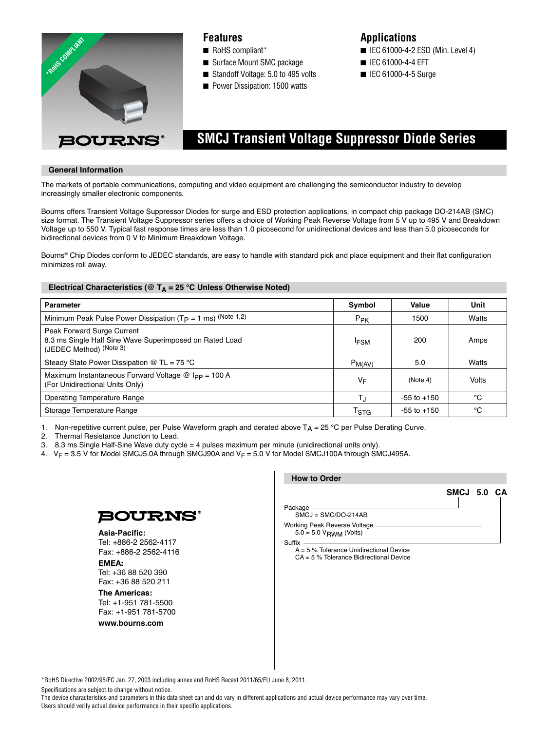*RoHS COMPLIANT

BOURNS®

## Features

- RoHS compliant*
- Surface Mount SMC package
- Standoff Voltage: 5.0 to 495 volts
- Power Dissipation: 1500 watts

## Applications

- IEC 61000-4-2 ESD (Min. Level 4)
- IEC 61000-4-4 EFT
- IEC 61000-4-5 Surge

# SMCJ Transient Voltage Suppressor Diode Series

### General Information

The markets of portable communications, computing and video equipment are challenging the semiconductor industry to develop increasingly smaller electronic components.

Bourns offers Transient Voltage Suppressor Diodes for surge and ESD protection applications, in compact chip package DO-214AB (SMC) size format. The Transient Voltage Suppressor series offers a choice of Working Peak Reverse Voltage from 5 V up to 495 V and Breakdown Voltage up to 550 V. Typical fast response times are less than 1.0 picosecond for unidirectional devices and less than 5.0 picoseconds for bidirectional devices from 0 V to Minimum Breakdown Voltage.

Bourns® Chip Diodes conform to JEDEC standards, are easy to handle with standard pick and place equipment and their flat configuration minimizes roll away.

### Electrical Characteristics (@ $T_A$ = 25 °C Unless Otherwise Noted)

| Parameter | Symbol | Value | Unit |
|---|---|---|---|
| Minimum Peak Pulse Power Dissipation ($T_P$ = 1 ms) (Note 1,2) | $P_{PK}$ | 1500 | Watts |
| Peak Forward Surge Current<br>8.3 ms Single Half Sine Wave Superimposed on Rated Load<br>(JEDEC Method) (Note 3) | $I_{FSM}$ | 200 | Amps |
| Steady State Power Dissipation @ TL = 75 °C | $P_{M(AV)}$ | 5.0 | Watts |
| Maximum Instantaneous Forward Voltage @ $I_{PP}$ = 100 A<br>(For Unidirectional Units Only) | $V_F$ | (Note 4) | Volts |
| Operating Temperature Range | $T_J$ | -55 to +150 | °C |
| Storage Temperature Range | $T_{STG}$ | -55 to +150 | °C |

1. Non-repetitive current pulse, per Pulse Waveform graph and derated above $T_A$ = 25 °C per Pulse Derating Curve.
2. Thermal Resistance Junction to Lead.
3. 8.3 ms Single Half-Sine Wave duty cycle = 4 pulses maximum per minute (unidirectional units only).
4. $V_F$ = 3.5 V for Model SMCJ5.0A through SMCJ90A and $V_F$ = 5.0 V for Model SMCJ100A through SMCJ495A.

### How to Order

**SMCJ 5.0 CA**

Package
SMCJ = SMC/DO-214AB

Working Peak Reverse Voltage
5.0 = 5.0 $V_{RWM}$ (Volts)

Suffix
A = 5 % Tolerance Unidirectional Device
CA = 5 % Tolerance Bidirectional Device

BOURNS®

**Asia-Pacific:**
Tel: +886-2 2562-4117
Fax: +886-2 2562-4116

**EMEA:**
Tel: +36 88 520 390
Fax: +36 88 520 211

**The Americas:**
Tel: +1-951 781-5500
Fax: +1-951 781-5700

**www.bourns.com**

*RoHS Directive 2002/95/EC Jan. 27, 2003 including annex and RoHS Recast 2011/65/EU June 8, 2011.
Specifications are subject to change without notice.
The device characteristics and parameters in this data sheet can and do vary in different applications and actual device performance may vary over time.
Users should verify actual device performance in their specific applications.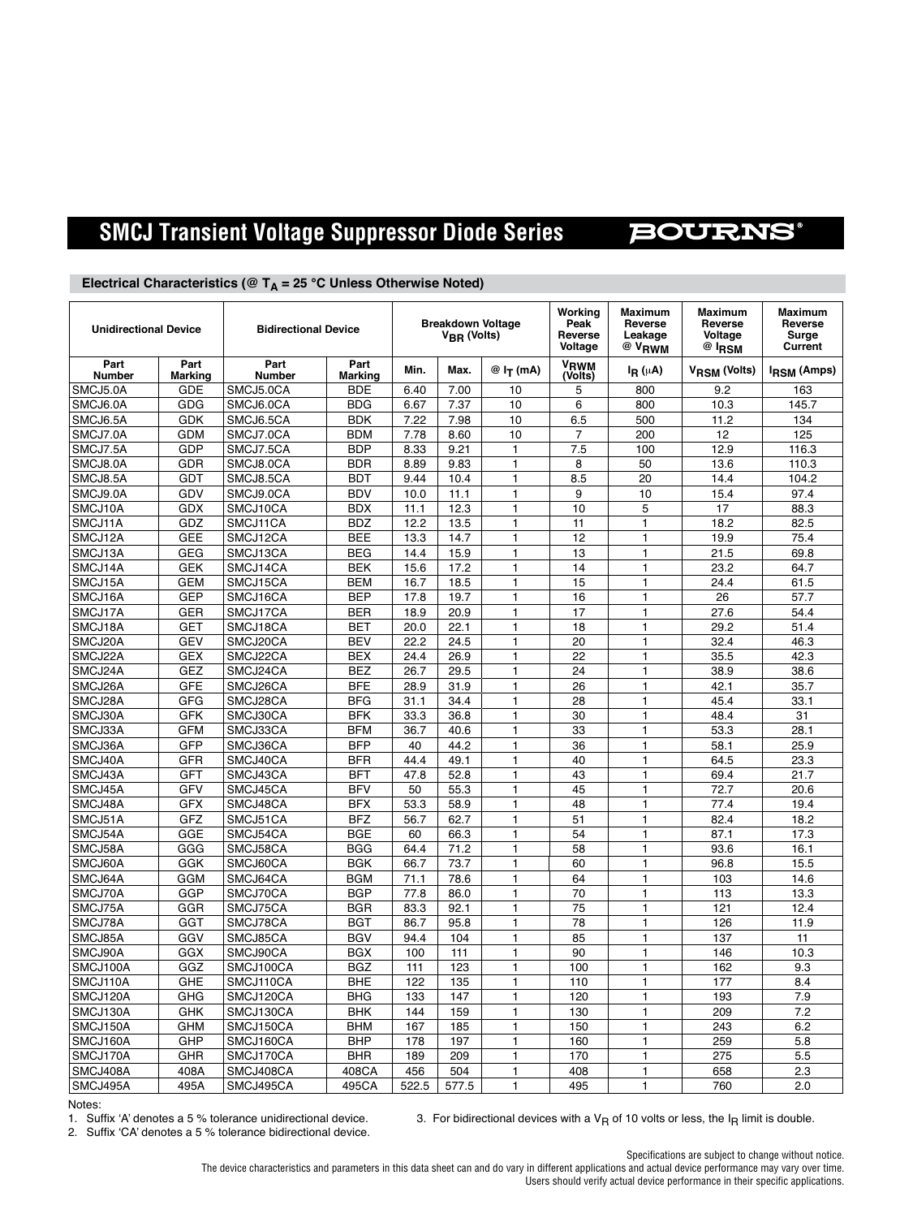# SMCJ Transient Voltage Suppressor Diode Series

## Electrical Characteristics (@ $T_A$ = 25 °C Unless Otherwise Noted)

| Unidirectional Device | | Bidirectional Device | | Breakdown Voltage $V_{BR}$ (Volts) | | | Working Peak Reverse Voltage | Maximum Reverse Leakage @ $V_{RWM}$ | Maximum Reverse Voltage @ $I_{RSM}$ | Maximum Reverse Surge Current |
|---|---|---|---|---|---|---|---|---|---|---|
| Part Number | Part Marking | Part Number | Part Marking | Min. | Max. | @ $I_T$ (mA) | $V_{RWM}$ (Volts) | $I_R$ (μA) | $V_{RSM}$ (Volts) | $I_{RSM}$ (Amps) |
| SMCJ5.0A | GDE | SMCJ5.0CA | BDE | 6.40 | 7.00 | 10 | 5 | 800 | 9.2 | 163 |
| SMCJ6.0A | GDG | SMCJ6.0CA | BDG | 6.67 | 7.37 | 10 | 6 | 800 | 10.3 | 145.7 |
| SMCJ6.5A | GDK | SMCJ6.5CA | BDK | 7.22 | 7.98 | 10 | 6.5 | 500 | 11.2 | 134 |
| SMCJ7.0A | GDM | SMCJ7.0CA | BDM | 7.78 | 8.60 | 10 | 7 | 200 | 12 | 125 |
| SMCJ7.5A | GDP | SMCJ7.5CA | BDP | 8.33 | 9.21 | 1 | 7.5 | 100 | 12.9 | 116.3 |
| SMCJ8.0A | GDR | SMCJ8.0CA | BDR | 8.89 | 9.83 | 1 | 8 | 50 | 13.6 | 110.3 |
| SMCJ8.5A | GDT | SMCJ8.5CA | BDT | 9.44 | 10.4 | 1 | 8.5 | 20 | 14.4 | 104.2 |
| SMCJ9.0A | GDV | SMCJ9.0CA | BDV | 10.0 | 11.1 | 1 | 9 | 10 | 15.4 | 97.4 |
| SMCJ10A | GDX | SMCJ10CA | BDX | 11.1 | 12.3 | 1 | 10 | 5 | 17 | 88.3 |
| SMCJ11A | GDZ | SMCJ11CA | BDZ | 12.2 | 13.5 | 1 | 11 | 1 | 18.2 | 82.5 |
| SMCJ12A | GEE | SMCJ12CA | BEE | 13.3 | 14.7 | 1 | 12 | 1 | 19.9 | 75.4 |
| SMCJ13A | GEG | SMCJ13CA | BEG | 14.4 | 15.9 | 1 | 13 | 1 | 21.5 | 69.8 |
| SMCJ14A | GEK | SMCJ14CA | BEK | 15.6 | 17.2 | 1 | 14 | 1 | 23.2 | 64.7 |
| SMCJ15A | GEM | SMCJ15CA | BEM | 16.7 | 18.5 | 1 | 15 | 1 | 24.4 | 61.5 |
| SMCJ16A | GEP | SMCJ16CA | BEP | 17.8 | 19.7 | 1 | 16 | 1 | 26 | 57.7 |
| SMCJ17A | GER | SMCJ17CA | BER | 18.9 | 20.9 | 1 | 17 | 1 | 27.6 | 54.4 |
| SMCJ18A | GET | SMCJ18CA | BET | 20.0 | 22.1 | 1 | 18 | 1 | 29.2 | 51.4 |
| SMCJ20A | GEV | SMCJ20CA | BEV | 22.2 | 24.5 | 1 | 20 | 1 | 32.4 | 46.3 |
| SMCJ22A | GEX | SMCJ22CA | BEX | 24.4 | 26.9 | 1 | 22 | 1 | 35.5 | 42.3 |
| SMCJ24A | GEZ | SMCJ24CA | BEZ | 26.7 | 29.5 | 1 | 24 | 1 | 38.9 | 38.6 |
| SMCJ26A | GFE | SMCJ26CA | BFE | 28.9 | 31.9 | 1 | 26 | 1 | 42.1 | 35.7 |
| SMCJ28A | GFG | SMCJ28CA | BFG | 31.1 | 34.4 | 1 | 28 | 1 | 45.4 | 33.1 |
| SMCJ30A | GFK | SMCJ30CA | BFK | 33.3 | 36.8 | 1 | 30 | 1 | 48.4 | 31 |
| SMCJ33A | GFM | SMCJ33CA | BFM | 36.7 | 40.6 | 1 | 33 | 1 | 53.3 | 28.1 |
| SMCJ36A | GFP | SMCJ36CA | BFP | 40 | 44.2 | 1 | 36 | 1 | 58.1 | 25.9 |
| SMCJ40A | GFR | SMCJ40CA | BFR | 44.4 | 49.1 | 1 | 40 | 1 | 64.5 | 23.3 |
| SMCJ43A | GFT | SMCJ43CA | BFT | 47.8 | 52.8 | 1 | 43 | 1 | 69.4 | 21.7 |
| SMCJ45A | GFV | SMCJ45CA | BFV | 50 | 55.3 | 1 | 45 | 1 | 72.7 | 20.6 |
| SMCJ48A | GFX | SMCJ48CA | BFX | 53.3 | 58.9 | 1 | 48 | 1 | 77.4 | 19.4 |
| SMCJ51A | GFZ | SMCJ51CA | BFZ | 56.7 | 62.7 | 1 | 51 | 1 | 82.4 | 18.2 |
| SMCJ54A | GGE | SMCJ54CA | BGE | 60 | 66.3 | 1 | 54 | 1 | 87.1 | 17.3 |
| SMCJ58A | GGG | SMCJ58CA | BGG | 64.4 | 71.2 | 1 | 58 | 1 | 93.6 | 16.1 |
| SMCJ60A | GGK | SMCJ60CA | BGK | 66.7 | 73.7 | 1 | 60 | 1 | 96.8 | 15.5 |
| SMCJ64A | GGM | SMCJ64CA | BGM | 71.1 | 78.6 | 1 | 64 | 1 | 103 | 14.6 |
| SMCJ70A | GGP | SMCJ70CA | BGP | 77.8 | 86.0 | 1 | 70 | 1 | 113 | 13.3 |
| SMCJ75A | GGR | SMCJ75CA | BGR | 83.3 | 92.1 | 1 | 75 | 1 | 121 | 12.4 |
| SMCJ78A | GGT | SMCJ78CA | BGT | 86.7 | 95.8 | 1 | 78 | 1 | 126 | 11.9 |
| SMCJ85A | GGV | SMCJ85CA | BGV | 94.4 | 104 | 1 | 85 | 1 | 137 | 11 |
| SMCJ90A | GGX | SMCJ90CA | BGX | 100 | 111 | 1 | 90 | 1 | 146 | 10.3 |
| SMCJ100A | GGZ | SMCJ100CA | BGZ | 111 | 123 | 1 | 100 | 1 | 162 | 9.3 |
| SMCJ110A | GHE | SMCJ110CA | BHE | 122 | 135 | 1 | 110 | 1 | 177 | 8.4 |
| SMCJ120A | GHG | SMCJ120CA | BHG | 133 | 147 | 1 | 120 | 1 | 193 | 7.9 |
| SMCJ130A | GHK | SMCJ130CA | BHK | 144 | 159 | 1 | 130 | 1 | 209 | 7.2 |
| SMCJ150A | GHM | SMCJ150CA | BHM | 167 | 185 | 1 | 150 | 1 | 243 | 6.2 |
| SMCJ160A | GHP | SMCJ160CA | BHP | 178 | 197 | 1 | 160 | 1 | 259 | 5.8 |
| SMCJ170A | GHR | SMCJ170CA | BHR | 189 | 209 | 1 | 170 | 1 | 275 | 5.5 |
| SMCJ408A | 408A | SMCJ408CA | 408CA | 456 | 504 | 1 | 408 | 1 | 658 | 2.3 |
| SMCJ495A | 495A | SMCJ495CA | 495CA | 522.5 | 577.5 | 1 | 495 | 1 | 760 | 2.0 |

Notes:

1. Suffix 'A' denotes a 5 % tolerance unidirectional device.
2. Suffix 'CA' denotes a 5 % tolerance bidirectional device.
3. For bidirectional devices with a $V_R$ of 10 volts or less, the $I_R$ limit is double.

Specifications are subject to change without notice.
The device characteristics and parameters in this data sheet can and do vary in different applications and actual device performance may vary over time.
Users should verify actual device performance in their specific applications.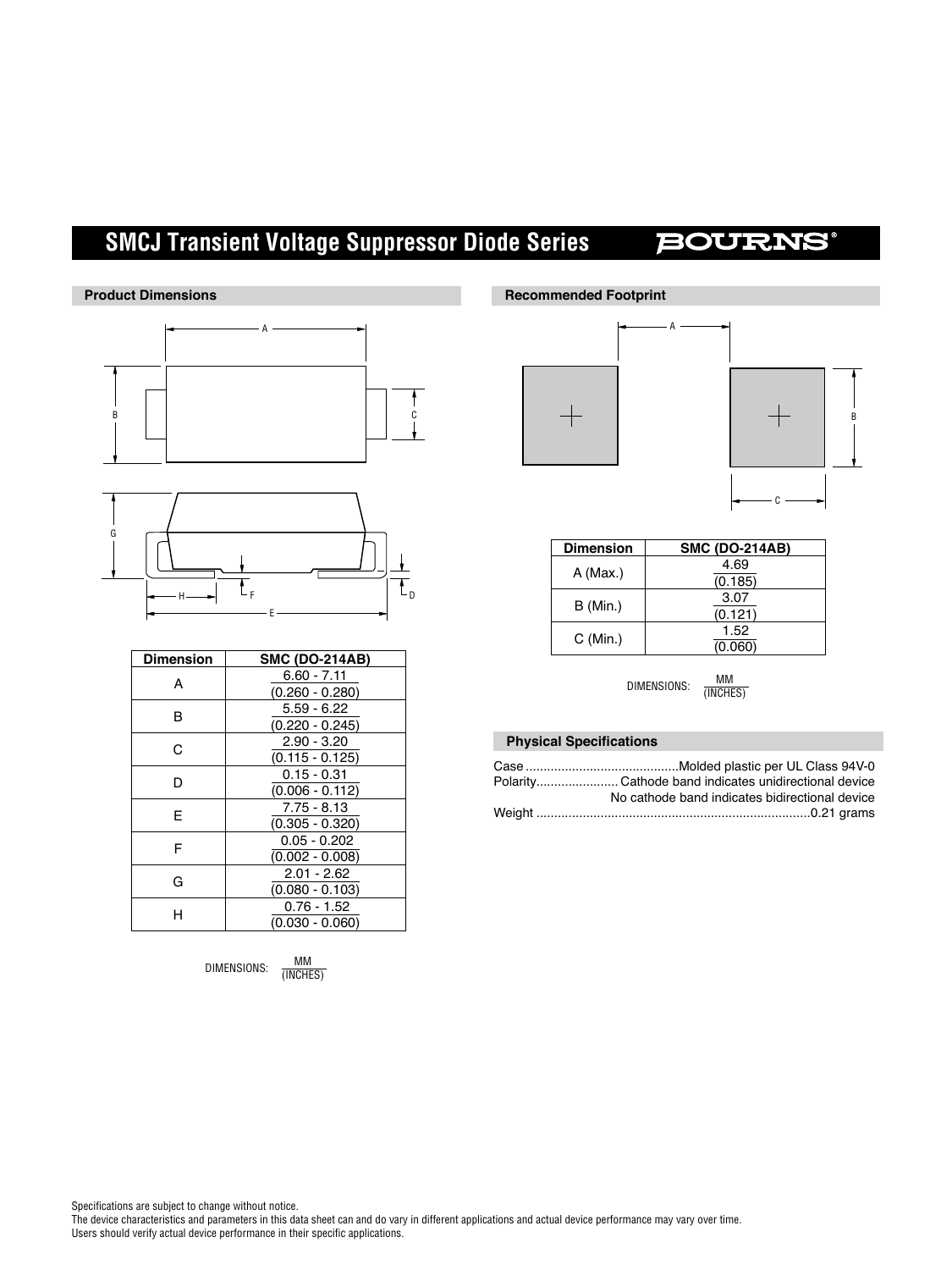# SMCJ Transient Voltage Suppressor Diode Series

## Product Dimensions

| Dimension | SMC (DO-214AB) |
|---|---|
| A | 6.60 - 7.11 (0.260 - 0.280) |
| B | 5.59 - 6.22 (0.220 - 0.245) |
| C | 2.90 - 3.20 (0.115 - 0.125) |
| D | 0.15 - 0.31 (0.006 - 0.112) |
| E | 7.75 - 8.13 (0.305 - 0.320) |
| F | 0.05 - 0.202 (0.002 - 0.008) |
| G | 2.01 - 2.62 (0.080 - 0.103) |
| H | 0.76 - 1.52 (0.030 - 0.060) |

DIMENSIONS: MM (INCHES)

## Recommended Footprint

| Dimension | SMC (DO-214AB) |
|---|---|
| A (Max.) | 4.69 (0.185) |
| B (Min.) | 3.07 (0.121) |
| C (Min.) | 1.52 (0.060) |

DIMENSIONS: MM (INCHES)

## Physical Specifications

Case ........................................... Molded plastic per UL Class 94V-0
Polarity....................... Cathode band indicates unidirectional device
No cathode band indicates bidirectional device
Weight ............................................................................ 0.21 grams

Specifications are subject to change without notice.
The device characteristics and parameters in this data sheet can and do vary in different applications and actual device performance may vary over time.
Users should verify actual device performance in their specific applications.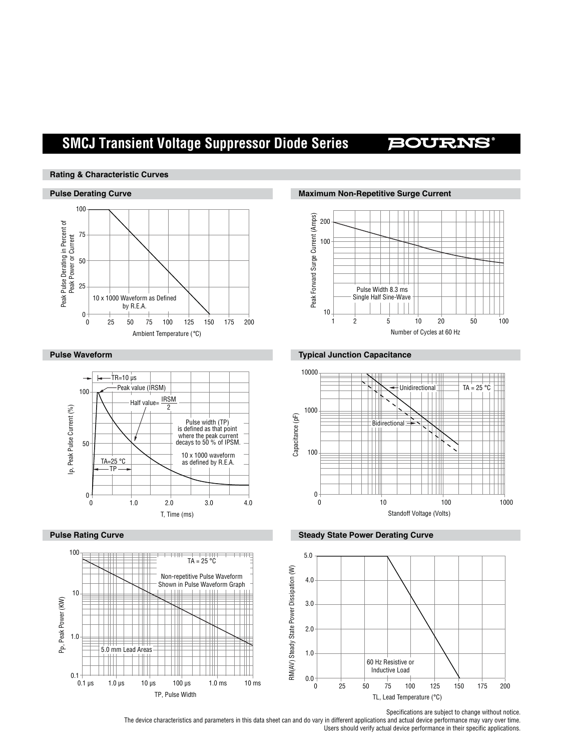## Rating & Characteristic Curves

### Pulse Derating Curve

Peak Pulse Derating in Percent of Peak Power or Current

10 x 1000 Waveform as Defined by R.E.A.

Ambient Temperature (°C)

### Maximum Non-Repetitive Surge Current

Peak Forward Surge Current (Amps)

Pulse Width 8.3 ms Single Half Sine-Wave

Number of Cycles at 60 Hz

### Pulse Waveform

TR=10 µs

Peak value (IRSM)

Half value= $\frac{IRSM}{2}$

Pulse width (TP) is defined as that point where the peak current decays to 50 % of IPSM.

10 x 1000 waveform as defined by R.E.A.

TA=25 °C

TP

$I_P$, Peak Pulse Current (%)

T, Time (ms)

### Typical Junction Capacitance

Unidirectional

Bidirectional

TA = 25 °C

Capacitance (pF)

Standoff Voltage (Volts)

### Pulse Rating Curve

TA = 25 °C

Non-repetitive Pulse Waveform Shown in Pulse Waveform Graph

5.0 mm Lead Areas

$P_P$, Peak Power (KW)

TP, Pulse Width

### Steady State Power Derating Curve

RM(AV) Steady State Power Dissipation (W)

60 Hz Resistive or Inductive Load

TL, Lead Temperature (°C)

Specifications are subject to change without notice.
The device characteristics and parameters in this data sheet can and do vary in different applications and actual device performance may vary over time.
Users should verify actual device performance in their specific applications.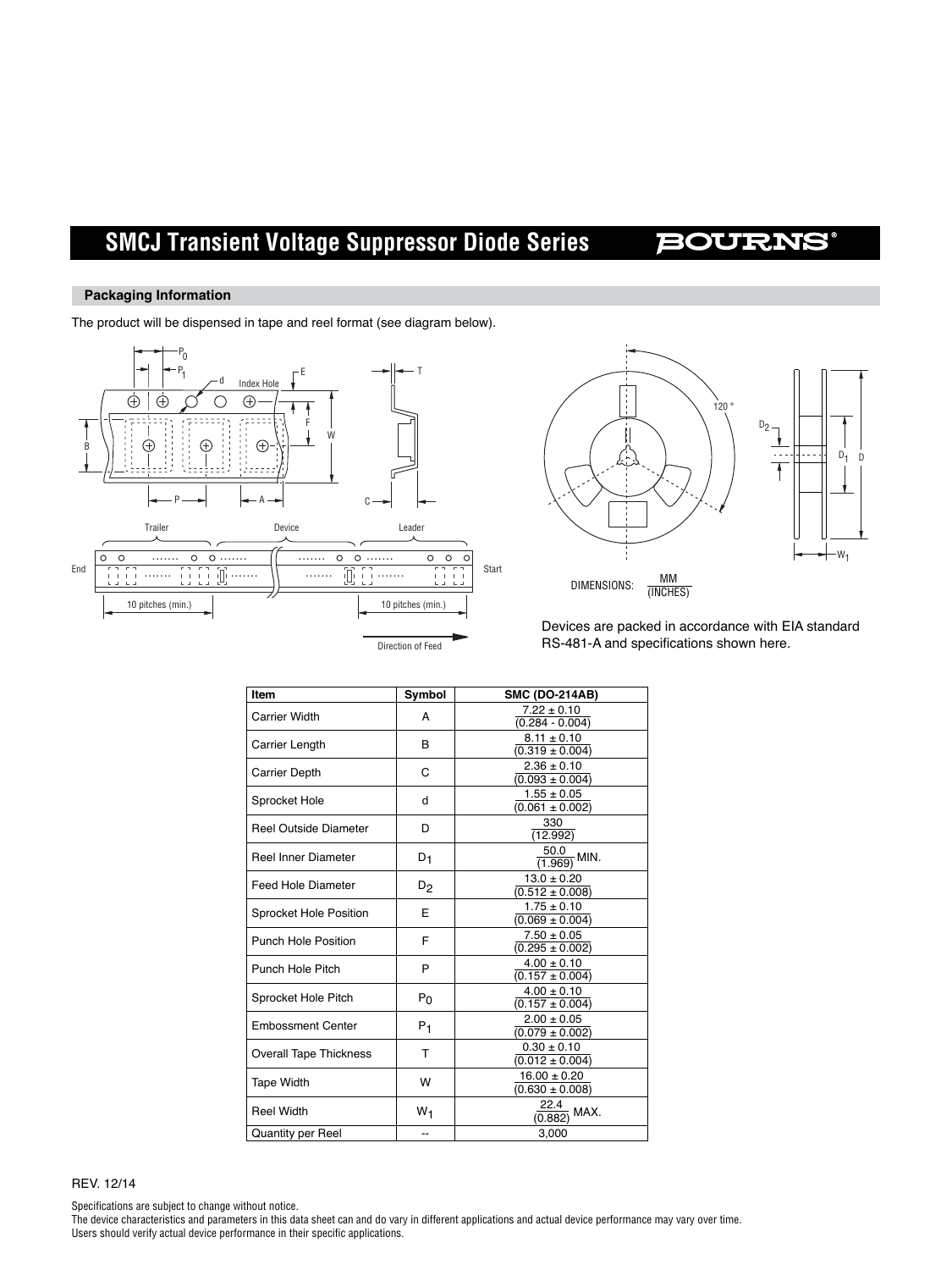# SMCJ Transient Voltage Suppressor Diode Series

## Packaging Information

The product will be dispensed in tape and reel format (see diagram below).

P0
P1
d
Index Hole
E
T
B
F
W
P
A
C
Trailer
Device
Leader
End
Start
10 pitches (min.)
10 pitches (min.)
Direction of Feed

120 °
D2
D1
D
W1

DIMENSIONS: $\frac{\text{MM}}{\text{(INCHES)}}$

Devices are packed in accordance with EIA standard RS-481-A and specifications shown here.

| Item | Symbol | SMC (DO-214AB) |
|---|---|---|
| Carrier Width | A | 7.22 ± 0.10 (0.284 - 0.004) |
| Carrier Length | B | 8.11 ± 0.10 (0.319 ± 0.004) |
| Carrier Depth | C | 2.36 ± 0.10 (0.093 ± 0.004) |
| Sprocket Hole | d | 1.55 ± 0.05 (0.061 ± 0.002) |
| Reel Outside Diameter | D | 330 (12.992) |
| Reel Inner Diameter | $D_1$ | 50.0 (1.969) MIN. |
| Feed Hole Diameter | $D_2$ | 13.0 ± 0.20 (0.512 ± 0.008) |
| Sprocket Hole Position | E | 1.75 ± 0.10 (0.069 ± 0.004) |
| Punch Hole Position | F | 7.50 ± 0.05 (0.295 ± 0.002) |
| Punch Hole Pitch | P | 4.00 ± 0.10 (0.157 ± 0.004) |
| Sprocket Hole Pitch | $P_0$ | 4.00 ± 0.10 (0.157 ± 0.004) |
| Embossment Center | $P_1$ | 2.00 ± 0.05 (0.079 ± 0.002) |
| Overall Tape Thickness | T | 0.30 ± 0.10 (0.012 ± 0.004) |
| Tape Width | W | 16.00 ± 0.20 (0.630 ± 0.008) |
| Reel Width | $W_1$ | 22.4 (0.882) MAX. |
| Quantity per Reel | -- | 3,000 |

REV. 12/14

Specifications are subject to change without notice.
The device characteristics and parameters in this data sheet can and do vary in different applications and actual device performance may vary over time.
Users should verify actual device performance in their specific applications.